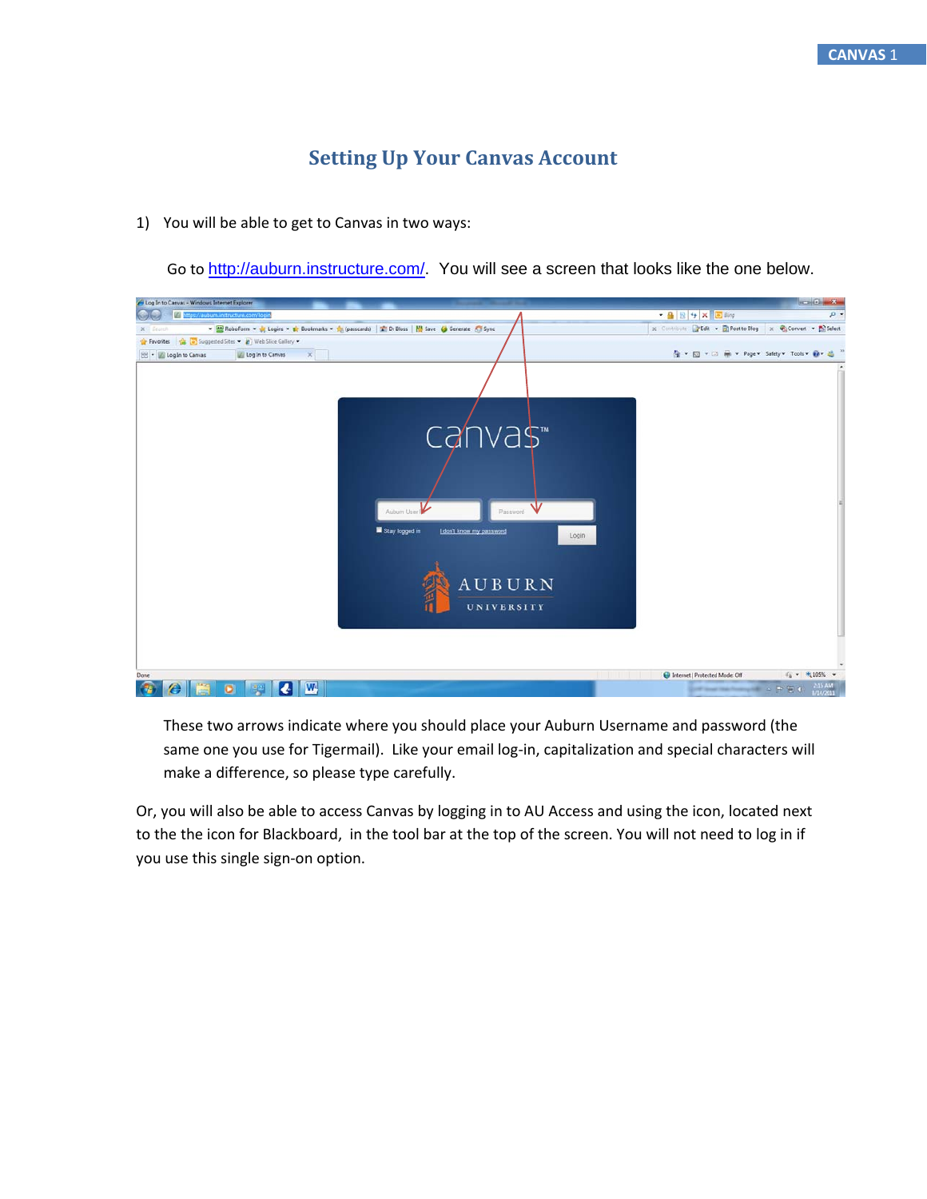# Setting Up Your Canvas Account

1) You will be able to get to Canvas in two ways:

   Go to [http://auburn.instructure.com/](http://auburn.instructure.com/). You will see a screen that looks like the one below.

   These two arrows indicate where you should place your Auburn Username and password (the same one you use for Tigermail). Like your email log-in, capitalization and special characters will make a difference, so please type carefully.

Or, you will also be able to access Canvas by logging in to AU Access and using the icon, located next to the the icon for Blackboard, in the tool bar at the top of the screen. You will not need to log in if you use this single sign-on option.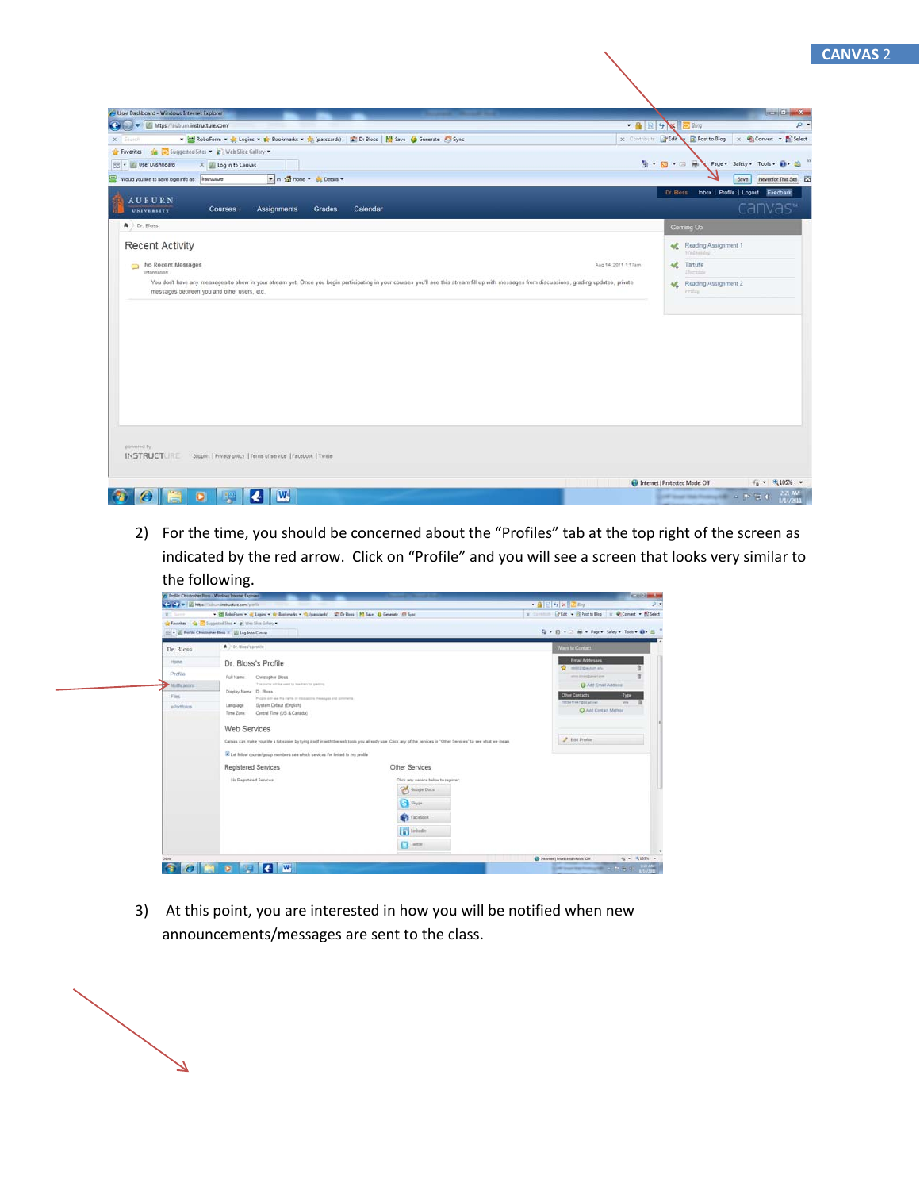2) For the time, you should be concerned about the "Profiles" tab at the top right of the screen as indicated by the red arrow. Click on "Profile" and you will see a screen that looks very similar to the following.

3) At this point, you are interested in how you will be notified when new announcements/messages are sent to the class.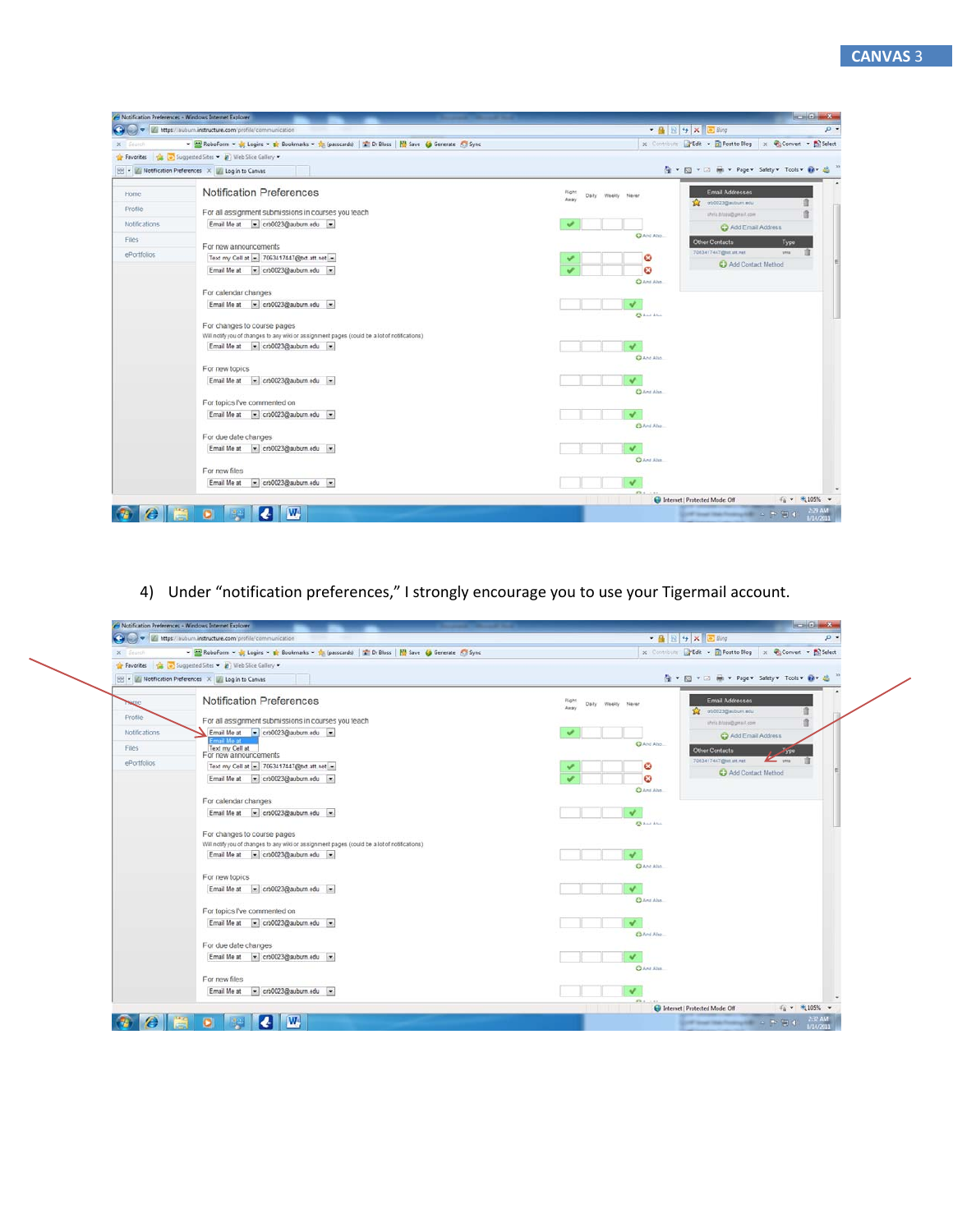4) Under “notification preferences,” I strongly encourage you to use your Tigermail account.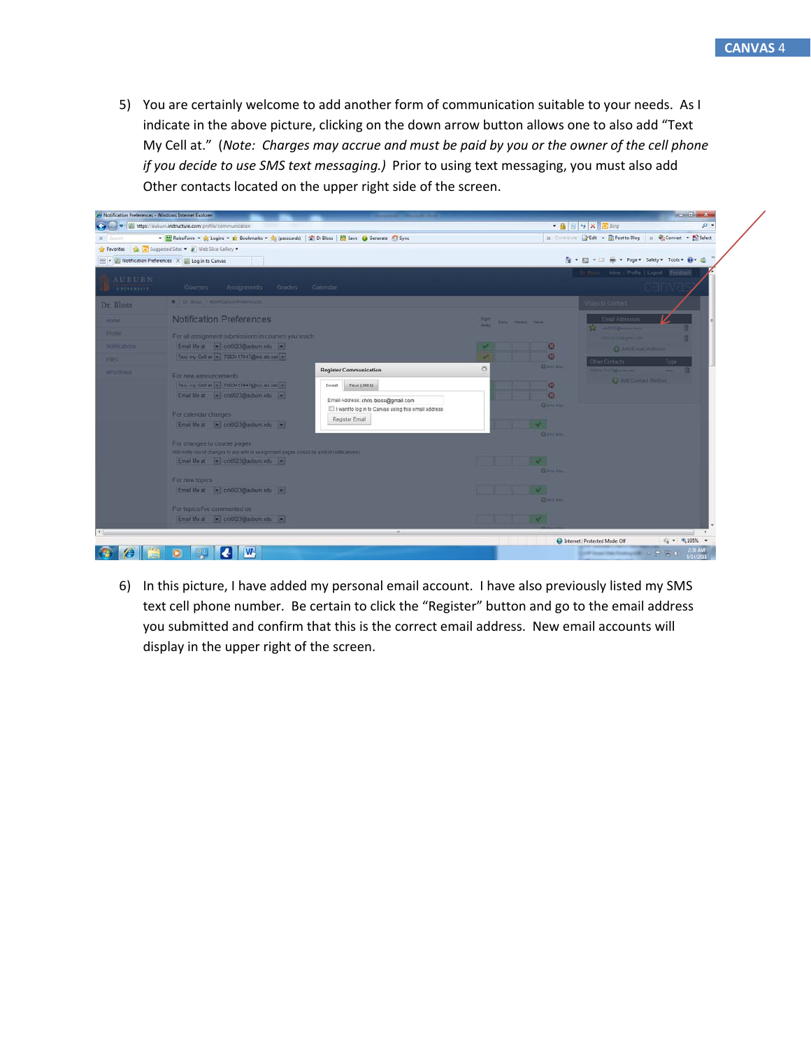5) You are certainly welcome to add another form of communication suitable to your needs. As I indicate in the above picture, clicking on the down arrow button allows one to also add "Text My Cell at." (*Note: Charges may accrue and must be paid by you or the owner of the cell phone if you decide to use SMS text messaging.*) Prior to using text messaging, you must also add Other contacts located on the upper right side of the screen.

6) In this picture, I have added my personal email account. I have also previously listed my SMS text cell phone number. Be certain to click the "Register" button and go to the email address you submitted and confirm that this is the correct email address. New email accounts will display in the upper right of the screen.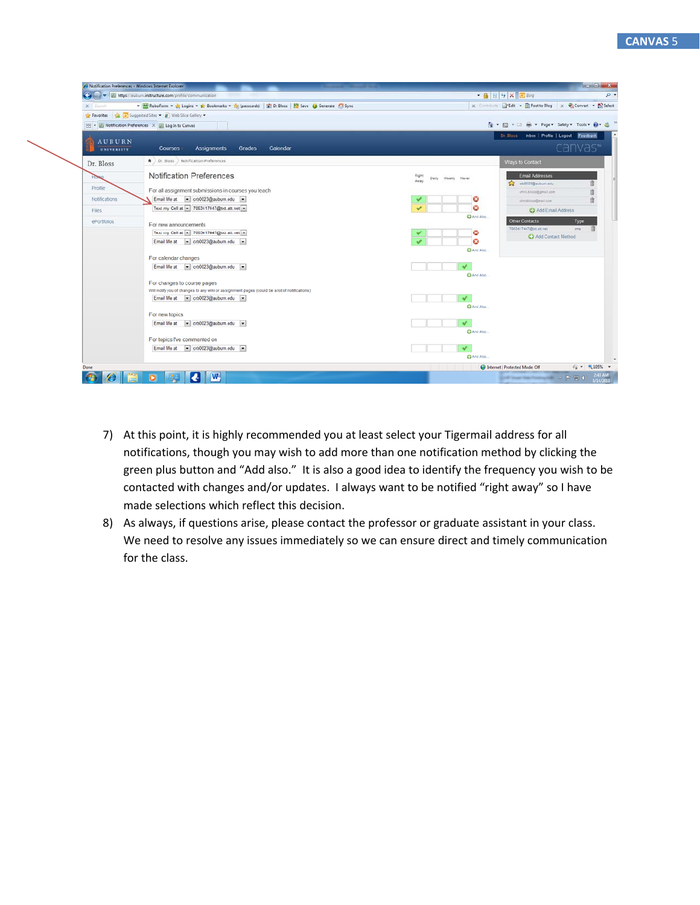7) At this point, it is highly recommended you at least select your Tigermail address for all notifications, though you may wish to add more than one notification method by clicking the green plus button and "Add also." It is also a good idea to identify the frequency you wish to be contacted with changes and/or updates. I always want to be notified "right away" so I have made selections which reflect this decision.
8) As always, if questions arise, please contact the professor or graduate assistant in your class. We need to resolve any issues immediately so we can ensure direct and timely communication for the class.